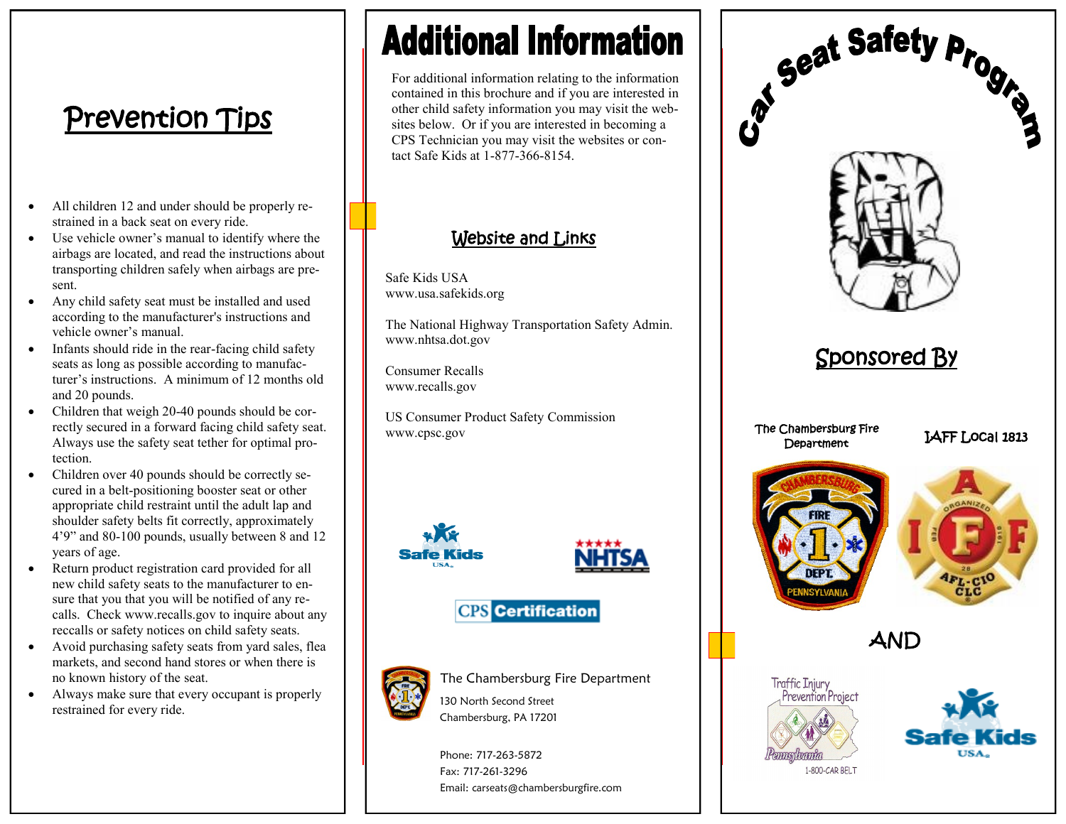## Prevention Tips

- All children 12 and under should be properly restrained in a back seat on every ride.
- Use vehicle owner's manual to identify where the airbags are located, and read the instructions about transporting children safely when airbags are present.
- Any child safety seat must be installed and used according to the manufacturer's instructions and vehicle owner's manual.
- Infants should ride in the rear-facing child safety seats as long as possible according to manufacturer's instructions. A minimum of 12 months old and 20 pounds.
- Children that weigh 20-40 pounds should be correctly secured in a forward facing child safety seat. Always use the safety seat tether for optimal protection.
- Children over 40 pounds should be correctly secured in a belt-positioning booster seat or other appropriate child restraint until the adult lap and shoulder safety belts fit correctly, approximately 4'9" and 80-100 pounds, usually between 8 and 12 years of age.
- Return product registration card provided for all new child safety seats to the manufacturer to ensure that you that you will be notified of any recalls. Check www.recalls.gov to inquire about any reccalls or safety notices on child safety seats.
- Avoid purchasing safety seats from yard sales, flea markets, and second hand stores or when there is no known history of the seat.
- Always make sure that every occupant is properly restrained for every ride.

# Additional Information

For additional information relating to the information contained in this brochure and if you are interested in other child safety information you may visit the websites below. Or if you are interested in becoming a CPS Technician you may visit the websites or contact Safe Kids at 1-877-366-8154.

## Website and Links

Safe Kids USA
www.usa.safekids.org

The National Highway Transportation Safety Admin.
www.nhtsa.dot.gov

Consumer Recalls
www.recalls.gov

US Consumer Product Safety Commission
www.cpsc.gov

Safe Kids USA

NHTSA

CPS Certification

The Chambersburg Fire Department
130 North Second Street
Chambersburg, PA 17201

Phone: 717-263-5872
Fax: 717-261-3296
Email: carseats@chambersburgfire.com

# Car Seat Safety Program

## Sponsored By

The Chambersburg Fire Department

IAFF Local 1813

AND

Traffic Injury Prevention Project
Pennsylvania
1-800-CAR BELT

Safe Kids USA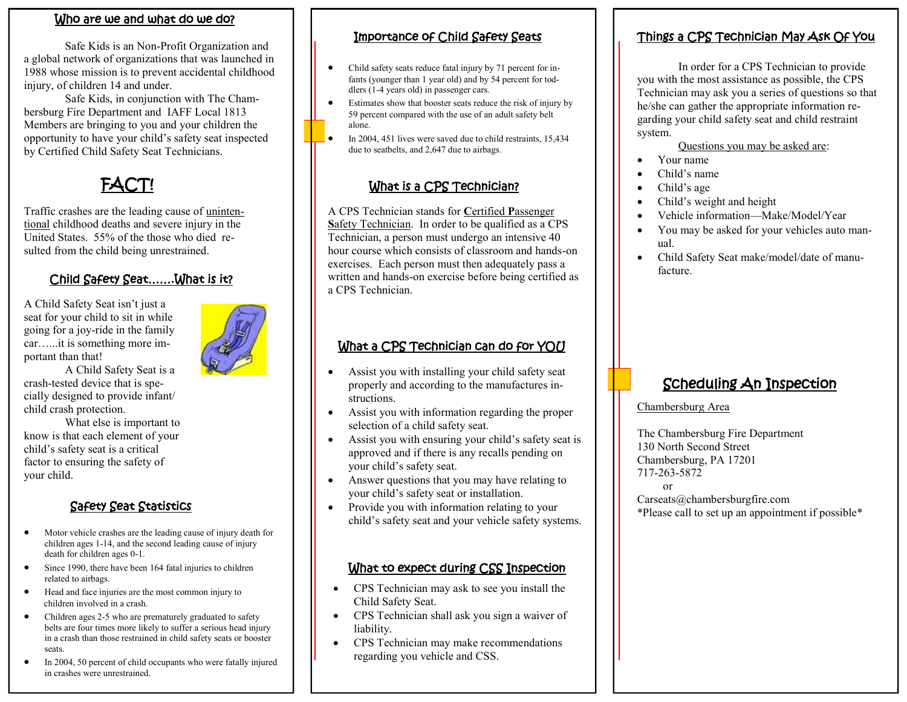## Who are we and what do we do?

Safe Kids is an Non-Profit Organization and a global network of organizations that was launched in 1988 whose mission is to prevent accidental childhood injury, of children 14 and under.

Safe Kids, in conjunction with The Chambersburg Fire Department and IAFF Local 1813 Members are bringing to you and your children the opportunity to have your child's safety seat inspected by Certified Child Safety Seat Technicians.

## FACT!

Traffic crashes are the leading cause of unintentional childhood deaths and severe injury in the United States. 55% of the those who died resulted from the child being unrestrained.

## Child Safety Seat.......What is it?

A Child Safety Seat isn't just a seat for your child to sit in while going for a joy-ride in the family car…...it is something more important than that!

A Child Safety Seat is a crash-tested device that is specially designed to provide infant/child crash protection.

What else is important to know is that each element of your child's safety seat is a critical factor to ensuring the safety of your child.

## Safety Seat Statistics

- Motor vehicle crashes are the leading cause of injury death for children ages 1-14, and the second leading cause of injury death for children ages 0-1.
- Since 1990, there have been 164 fatal injuries to children related to airbags.
- Head and face injuries are the most common injury to children involved in a crash.
- Children ages 2-5 who are prematurely graduated to safety belts are four times more likely to suffer a serious head injury in a crash than those restrained in child safety seats or booster seats.
- In 2004, 50 percent of child occupants who were fatally injured in crashes were unrestrained.

## Importance of Child Safety Seats

- Child safety seats reduce fatal injury by 71 percent for infants (younger than 1 year old) and by 54 percent for toddlers (1-4 years old) in passenger cars.
- Estimates show that booster seats reduce the risk of injury by 59 percent compared with the use of an adult safety belt alone.
- In 2004, 451 lives were saved due to child restraints, 15,434 due to seatbelts, and 2,647 due to airbags.

## What is a CPS Technician?

A CPS Technician stands for **C**ertified **P**assenger **S**afety Technician. In order to be qualified as a CPS Technician, a person must undergo an intensive 40 hour course which consists of classroom and hands-on exercises. Each person must then adequately pass a written and hands-on exercise before being certified as a CPS Technician.

## What a CPS Technician can do for YOU

- Assist you with installing your child safety seat properly and according to the manufactures instructions.
- Assist you with information regarding the proper selection of a child safety seat.
- Assist you with ensuring your child's safety seat is approved and if there is any recalls pending on your child's safety seat.
- Answer questions that you may have relating to your child's safety seat or installation.
- Provide you with information relating to your child's safety seat and your vehicle safety systems.

## What to expect during CSS Inspection

- CPS Technician may ask to see you install the Child Safety Seat.
- CPS Technician shall ask you sign a waiver of liability.
- CPS Technician may make recommendations regarding you vehicle and CSS.

## Things a CPS Technician May Ask Of You

In order for a CPS Technician to provide you with the most assistance as possible, the CPS Technician may ask you a series of questions so that he/she can gather the appropriate information regarding your child safety seat and child restraint system.

Questions you may be asked are:

- Your name
- Child's name
- Child's age
- Child's weight and height
- Vehicle information—Make/Model/Year
- You may be asked for your vehicles auto manual.
- Child Safety Seat make/model/date of manufacture.

## Scheduling An Inspection

Chambersburg Area

The Chambersburg Fire Department
130 North Second Street
Chambersburg, PA 17201
717-263-5872
or
Carseats@chambersburgfire.com
*Please call to set up an appointment if possible*